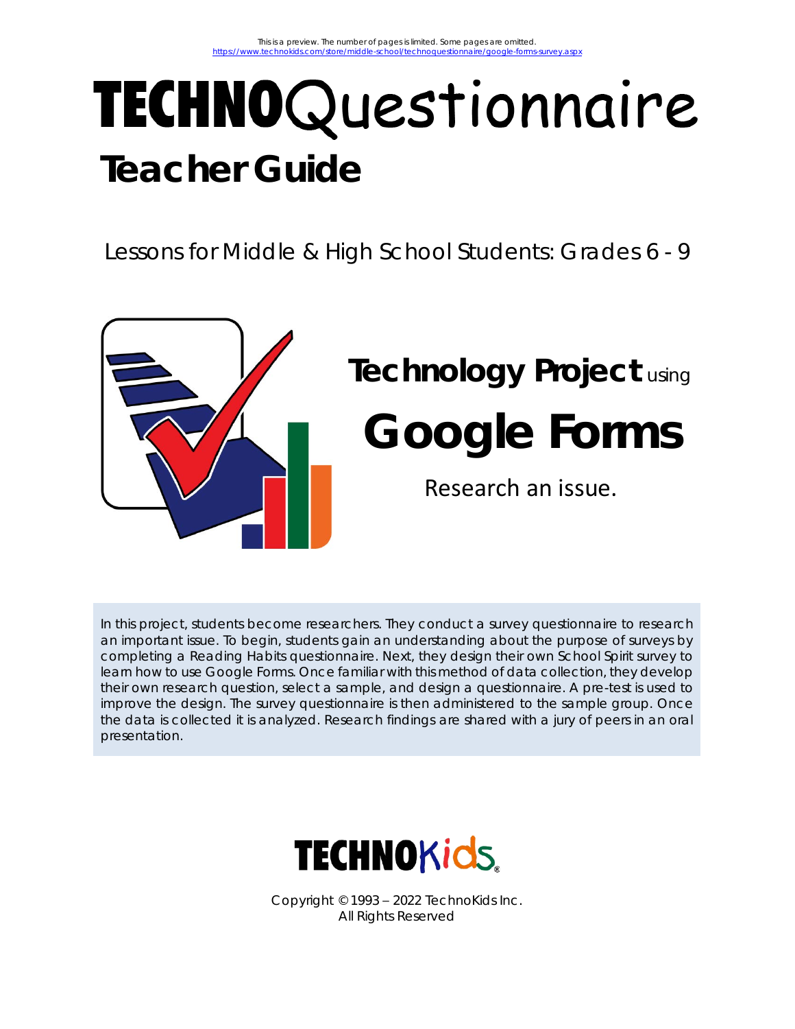This is a preview. The number of pages is limited. Some pages are omitted.
https://www.technokids.com/store/middle-school/technoquestionnaire/google-forms-survey.aspx

# TECHNOQuestionnaire

## Teacher Guide

Lessons for Middle & High School Students: Grades 6 - 9

**Technology Project** using

## Google Forms

Research an issue.

In this project, students become researchers. They conduct a survey questionnaire to research an important issue. To begin, students gain an understanding about the purpose of surveys by completing a Reading Habits questionnaire. Next, they design their own School Spirit survey to learn how to use Google Forms. Once familiar with this method of data collection, they develop their own research question, select a sample, and design a questionnaire. A pre-test is used to improve the design. The survey questionnaire is then administered to the sample group. Once the data is collected it is analyzed. Research findings are shared with a jury of peers in an oral presentation.

TECHNOKids

Copyright © 1993 – 2022 TechnoKids Inc.
All Rights Reserved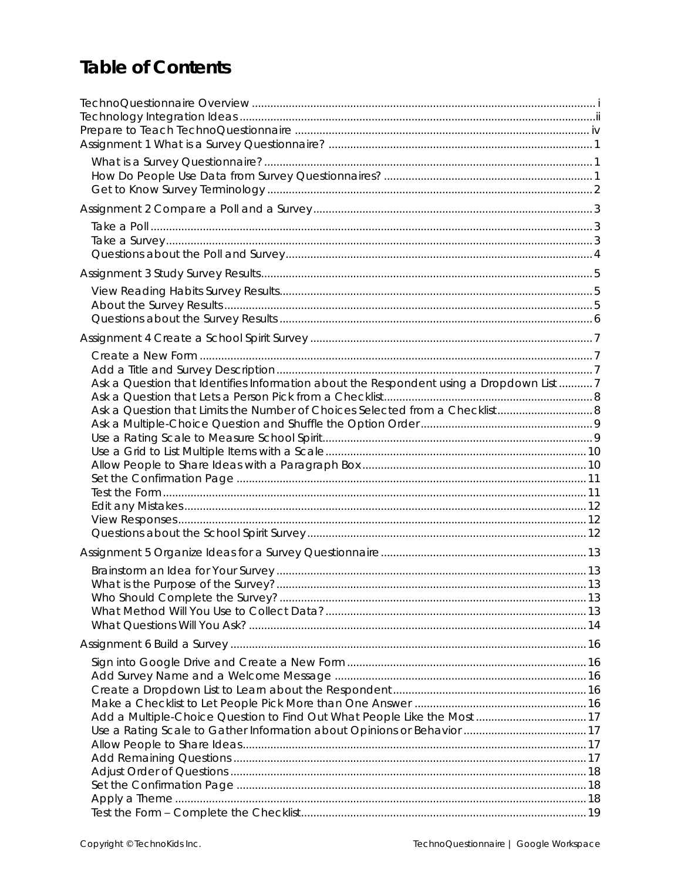# Table of Contents

TechnoQuestionnaire Overview ..... i
Technology Integration Ideas ..... ii
Prepare to Teach TechnoQuestionnaire ..... iv
Assignment 1 What is a Survey Questionnaire? ..... 1

- What is a Survey Questionnaire? ..... 1
- How Do People Use Data from Survey Questionnaires? ..... 1
- Get to Know Survey Terminology ..... 2

Assignment 2 Compare a Poll and a Survey ..... 3

- Take a Poll ..... 3
- Take a Survey ..... 3
- Questions about the Poll and Survey ..... 4

Assignment 3 Study Survey Results ..... 5

- View Reading Habits Survey Results ..... 5
- About the Survey Results ..... 5
- Questions about the Survey Results ..... 6

Assignment 4 Create a School Spirit Survey ..... 7

- Create a New Form ..... 7
- Add a Title and Survey Description ..... 7
- Ask a Question that Identifies Information about the Respondent using a Dropdown List ..... 7
- Ask a Question that Lets a Person Pick from a Checklist ..... 8
- Ask a Question that Limits the Number of Choices Selected from a Checklist ..... 8
- Ask a Multiple-Choice Question and Shuffle the Option Order ..... 9
- Use a Rating Scale to Measure School Spirit ..... 9
- Use a Grid to List Multiple Items with a Scale ..... 10
- Allow People to Share Ideas with a Paragraph Box ..... 10
- Set the Confirmation Page ..... 11
- Test the Form ..... 11
- Edit any Mistakes ..... 12
- View Responses ..... 12
- Questions about the School Spirit Survey ..... 12

Assignment 5 Organize Ideas for a Survey Questionnaire ..... 13

- Brainstorm an Idea for Your Survey ..... 13
- What is the Purpose of the Survey? ..... 13
- Who Should Complete the Survey? ..... 13
- What Method Will You Use to Collect Data? ..... 13
- What Questions Will You Ask? ..... 14

Assignment 6 Build a Survey ..... 16

- Sign into Google Drive and Create a New Form ..... 16
- Add Survey Name and a Welcome Message ..... 16
- Create a Dropdown List to Learn about the Respondent ..... 16
- Make a Checklist to Let People Pick More than One Answer ..... 16
- Add a Multiple-Choice Question to Find Out What People Like the Most ..... 17
- Use a Rating Scale to Gather Information about Opinions or Behavior ..... 17
- Allow People to Share Ideas ..... 17
- Add Remaining Questions ..... 17
- Adjust Order of Questions ..... 18
- Set the Confirmation Page ..... 18
- Apply a Theme ..... 18
- Test the Form – Complete the Checklist ..... 19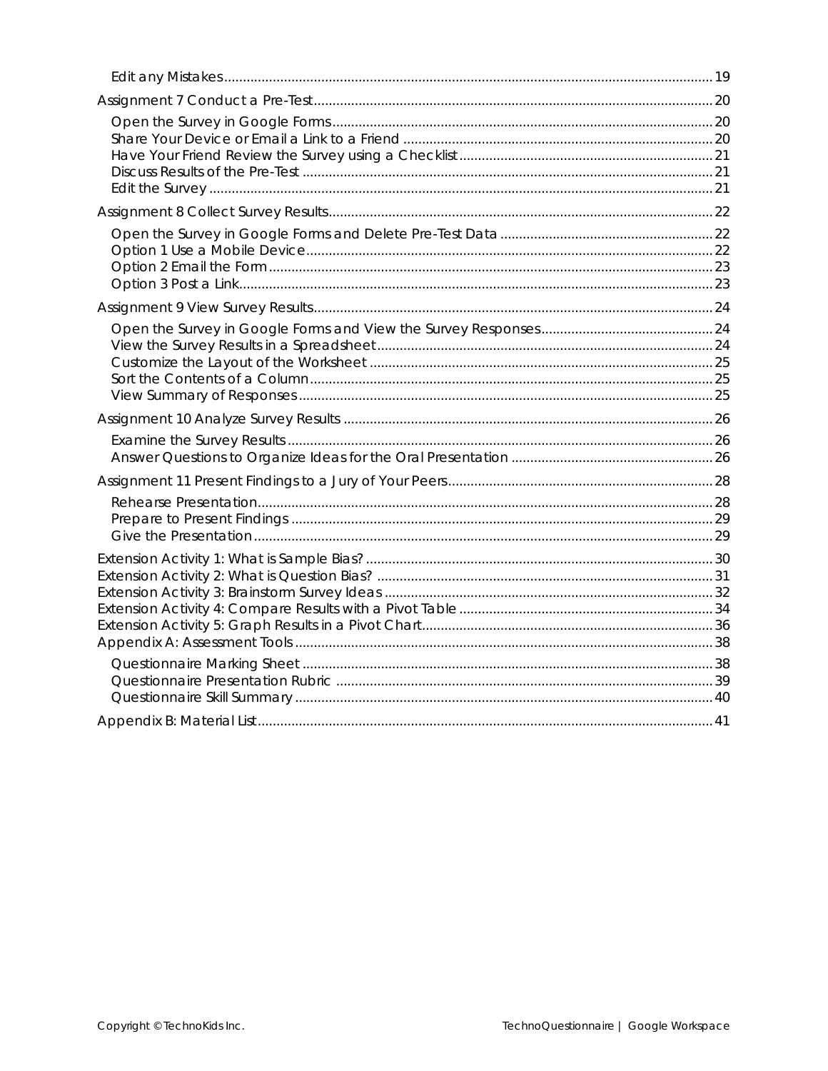- Edit any Mistakes ........ 19

Assignment 7 Conduct a Pre-Test ........ 20

- Open the Survey in Google Forms ........ 20
- Share Your Device or Email a Link to a Friend ........ 20
- Have Your Friend Review the Survey using a Checklist ........ 21
- Discuss Results of the Pre-Test ........ 21
- Edit the Survey ........ 21

Assignment 8 Collect Survey Results ........ 22

- Open the Survey in Google Forms and Delete Pre-Test Data ........ 22
- Option 1 Use a Mobile Device ........ 22
- Option 2 Email the Form ........ 23
- Option 3 Post a Link ........ 23

Assignment 9 View Survey Results ........ 24

- Open the Survey in Google Forms and View the Survey Responses ........ 24
- View the Survey Results in a Spreadsheet ........ 24
- Customize the Layout of the Worksheet ........ 25
- Sort the Contents of a Column ........ 25
- View Summary of Responses ........ 25

Assignment 10 Analyze Survey Results ........ 26

- Examine the Survey Results ........ 26
- Answer Questions to Organize Ideas for the Oral Presentation ........ 26

Assignment 11 Present Findings to a Jury of Your Peers ........ 28

- Rehearse Presentation ........ 28
- Prepare to Present Findings ........ 29
- Give the Presentation ........ 29

Extension Activity 1: What is Sample Bias? ........ 30

Extension Activity 2: What is Question Bias? ........ 31

Extension Activity 3: Brainstorm Survey Ideas ........ 32

Extension Activity 4: Compare Results with a Pivot Table ........ 34

Extension Activity 5: Graph Results in a Pivot Chart ........ 36

Appendix A: Assessment Tools ........ 38

- Questionnaire Marking Sheet ........ 38
- Questionnaire Presentation Rubric ........ 39
- Questionnaire Skill Summary ........ 40

Appendix B: Material List ........ 41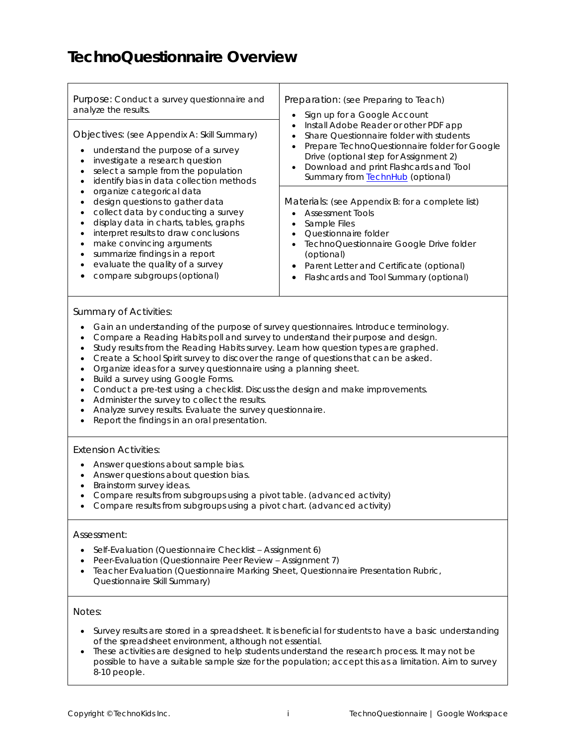# TechnoQuestionnaire Overview

Purpose: Conduct a survey questionnaire and analyze the results.

Objectives: (see Appendix A: Skill Summary)

- understand the purpose of a survey
- investigate a research question
- select a sample from the population
- identify bias in data collection methods
- organize categorical data
- design questions to gather data
- collect data by conducting a survey
- display data in charts, tables, graphs
- interpret results to draw conclusions
- make convincing arguments
- summarize findings in a report
- evaluate the quality of a survey
- compare subgroups (optional)

Preparation: (see Preparing to Teach)

- Sign up for a Google Account
- Install Adobe Reader or other PDF app
- Share Questionnaire folder with students
- Prepare TechnoQuestionnaire folder for Google Drive (optional step for Assignment 2)
- Download and print Flashcards and Tool Summary from [TechnHub](TechnHub) (optional)

Materials: (see Appendix B: for a complete list)

- Assessment Tools
- Sample Files
- Questionnaire folder
- TechnoQuestionnaire Google Drive folder (optional)
- Parent Letter and Certificate (optional)
- Flashcards and Tool Summary (optional)

Summary of Activities:

- Gain an understanding of the purpose of survey questionnaires. Introduce terminology.
- Compare a Reading Habits poll and survey to understand their purpose and design.
- Study results from the Reading Habits survey. Learn how question types are graphed.
- Create a School Spirit survey to discover the range of questions that can be asked.
- Organize ideas for a survey questionnaire using a planning sheet.
- Build a survey using Google Forms.
- Conduct a pre-test using a checklist. Discuss the design and make improvements.
- Administer the survey to collect the results.
- Analyze survey results. Evaluate the survey questionnaire.
- Report the findings in an oral presentation.

Extension Activities:

- Answer questions about sample bias.
- Answer questions about question bias.
- Brainstorm survey ideas.
- Compare results from subgroups using a pivot table. (advanced activity)
- Compare results from subgroups using a pivot chart. (advanced activity)

Assessment:

- Self-Evaluation (Questionnaire Checklist – Assignment 6)
- Peer-Evaluation (Questionnaire Peer Review – Assignment 7)
- Teacher Evaluation (Questionnaire Marking Sheet, Questionnaire Presentation Rubric, Questionnaire Skill Summary)

Notes:

- Survey results are stored in a spreadsheet. It is beneficial for students to have a basic understanding of the spreadsheet environment, although not essential.
- These activities are designed to help students understand the research process. It may not be possible to have a suitable sample size for the population; accept this as a limitation. Aim to survey 8-10 people.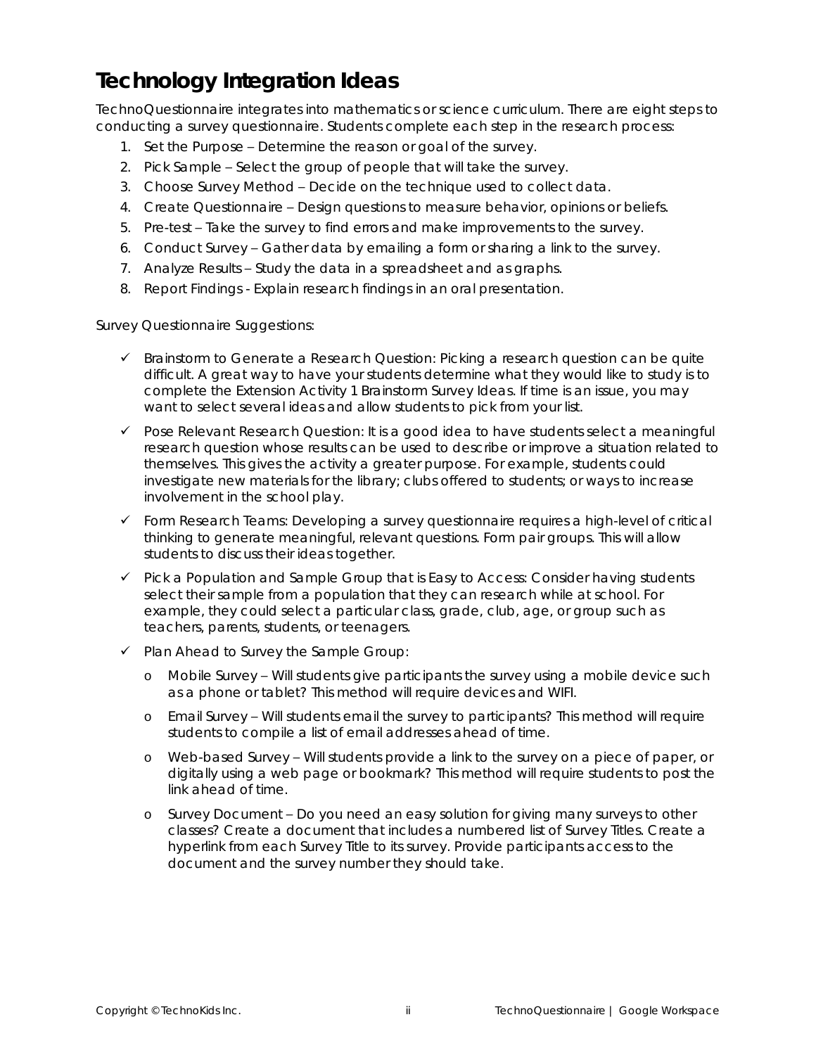# Technology Integration Ideas

TechnoQuestionnaire integrates into mathematics or science curriculum. There are eight steps to conducting a survey questionnaire. Students complete each step in the research process:

1. Set the Purpose – Determine the reason or goal of the survey.
2. Pick Sample – Select the group of people that will take the survey.
3. Choose Survey Method – Decide on the technique used to collect data.
4. Create Questionnaire – Design questions to measure behavior, opinions or beliefs.
5. Pre-test – Take the survey to find errors and make improvements to the survey.
6. Conduct Survey – Gather data by emailing a form or sharing a link to the survey.
7. Analyze Results – Study the data in a spreadsheet and as graphs.
8. Report Findings - Explain research findings in an oral presentation.

Survey Questionnaire Suggestions:

- ✓ Brainstorm to Generate a Research Question: Picking a research question can be quite difficult. A great way to have your students determine what they would like to study is to complete the Extension Activity 1 Brainstorm Survey Ideas. If time is an issue, you may want to select several ideas and allow students to pick from your list.
- ✓ Pose Relevant Research Question: It is a good idea to have students select a meaningful research question whose results can be used to describe or improve a situation related to themselves. This gives the activity a greater purpose. For example, students could investigate new materials for the library; clubs offered to students; or ways to increase involvement in the school play.
- ✓ Form Research Teams: Developing a survey questionnaire requires a high-level of critical thinking to generate meaningful, relevant questions. Form pair groups. This will allow students to discuss their ideas together.
- ✓ Pick a Population and Sample Group that is Easy to Access: Consider having students select their sample from a population that they can research while at school. For example, they could select a particular class, grade, club, age, or group such as teachers, parents, students, or teenagers.
- ✓ Plan Ahead to Survey the Sample Group:
  - Mobile Survey – Will students give participants the survey using a mobile device such as a phone or tablet? This method will require devices and WIFI.
  - Email Survey – Will students email the survey to participants? This method will require students to compile a list of email addresses ahead of time.
  - Web-based Survey – Will students provide a link to the survey on a piece of paper, or digitally using a web page or bookmark? This method will require students to post the link ahead of time.
  - Survey Document – Do you need an easy solution for giving many surveys to other classes? Create a document that includes a numbered list of Survey Titles. Create a hyperlink from each Survey Title to its survey. Provide participants access to the document and the survey number they should take.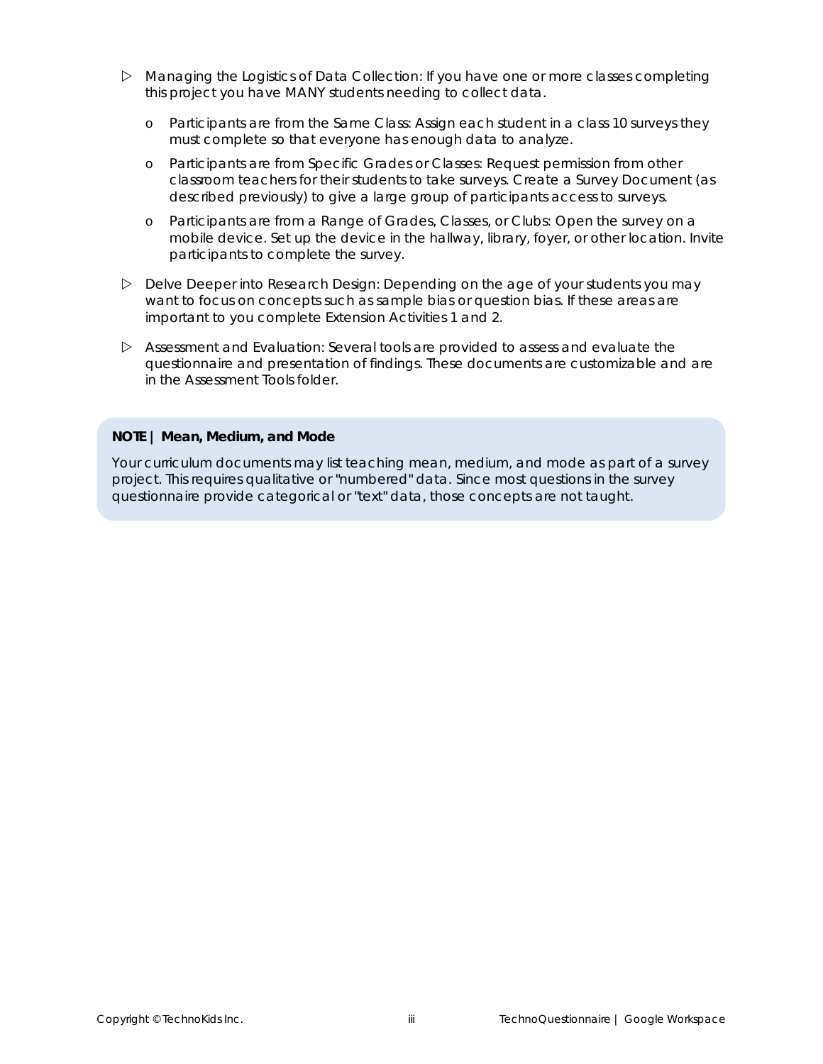- Managing the Logistics of Data Collection: If you have one or more classes completing this project you have MANY students needing to collect data.
    - Participants are from the Same Class: Assign each student in a class 10 surveys they must complete so that everyone has enough data to analyze.
    - Participants are from Specific Grades or Classes: Request permission from other classroom teachers for their students to take surveys. Create a Survey Document (as described previously) to give a large group of participants access to surveys.
    - Participants are from a Range of Grades, Classes, or Clubs: Open the survey on a mobile device. Set up the device in the hallway, library, foyer, or other location. Invite participants to complete the survey.
- Delve Deeper into Research Design: Depending on the age of your students you may want to focus on concepts such as sample bias or question bias. If these areas are important to you complete Extension Activities 1 and 2.
- Assessment and Evaluation: Several tools are provided to assess and evaluate the questionnaire and presentation of findings. These documents are customizable and are in the Assessment Tools folder.

**NOTE | Mean, Medium, and Mode**

Your curriculum documents may list teaching mean, medium, and mode as part of a survey project. This requires qualitative or "numbered" data. Since most questions in the survey questionnaire provide categorical or "text" data, those concepts are not taught.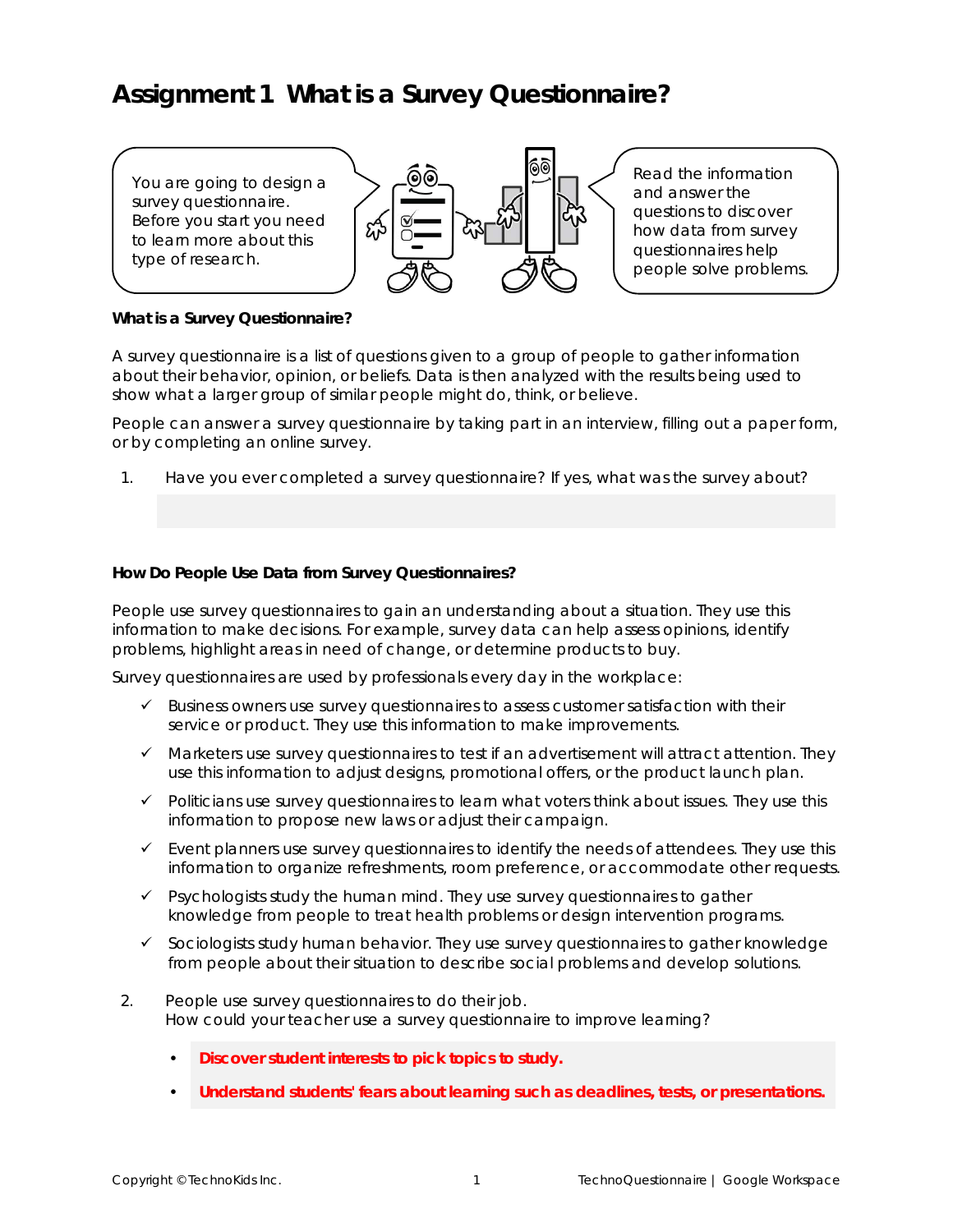# Assignment 1 What is a Survey Questionnaire?

You are going to design a survey questionnaire. Before you start you need to learn more about this type of research.

Read the information and answer the questions to discover how data from survey questionnaires help people solve problems.

**What is a Survey Questionnaire?**

A survey questionnaire is a list of questions given to a group of people to gather information about their behavior, opinion, or beliefs. Data is then analyzed with the results being used to show what a larger group of similar people might do, think, or believe.

People can answer a survey questionnaire by taking part in an interview, filling out a paper form, or by completing an online survey.

1. Have you ever completed a survey questionnaire? If yes, what was the survey about?

**How Do People Use Data from Survey Questionnaires?**

People use survey questionnaires to gain an understanding about a situation. They use this information to make decisions. For example, survey data can help assess opinions, identify problems, highlight areas in need of change, or determine products to buy.

Survey questionnaires are used by professionals every day in the workplace:

- ✓ Business owners use survey questionnaires to assess customer satisfaction with their service or product. They use this information to make improvements.
- ✓ Marketers use survey questionnaires to test if an advertisement will attract attention. They use this information to adjust designs, promotional offers, or the product launch plan.
- ✓ Politicians use survey questionnaires to learn what voters think about issues. They use this information to propose new laws or adjust their campaign.
- ✓ Event planners use survey questionnaires to identify the needs of attendees. They use this information to organize refreshments, room preference, or accommodate other requests.
- ✓ Psychologists study the human mind. They use survey questionnaires to gather knowledge from people to treat health problems or design intervention programs.
- ✓ Sociologists study human behavior. They use survey questionnaires to gather knowledge from people about their situation to describe social problems and develop solutions.

2. People use survey questionnaires to do their job.
   How could your teacher use a survey questionnaire to improve learning?

   - **Discover student interests to pick topics to study.**
   - **Understand students' fears about learning such as deadlines, tests, or presentations.**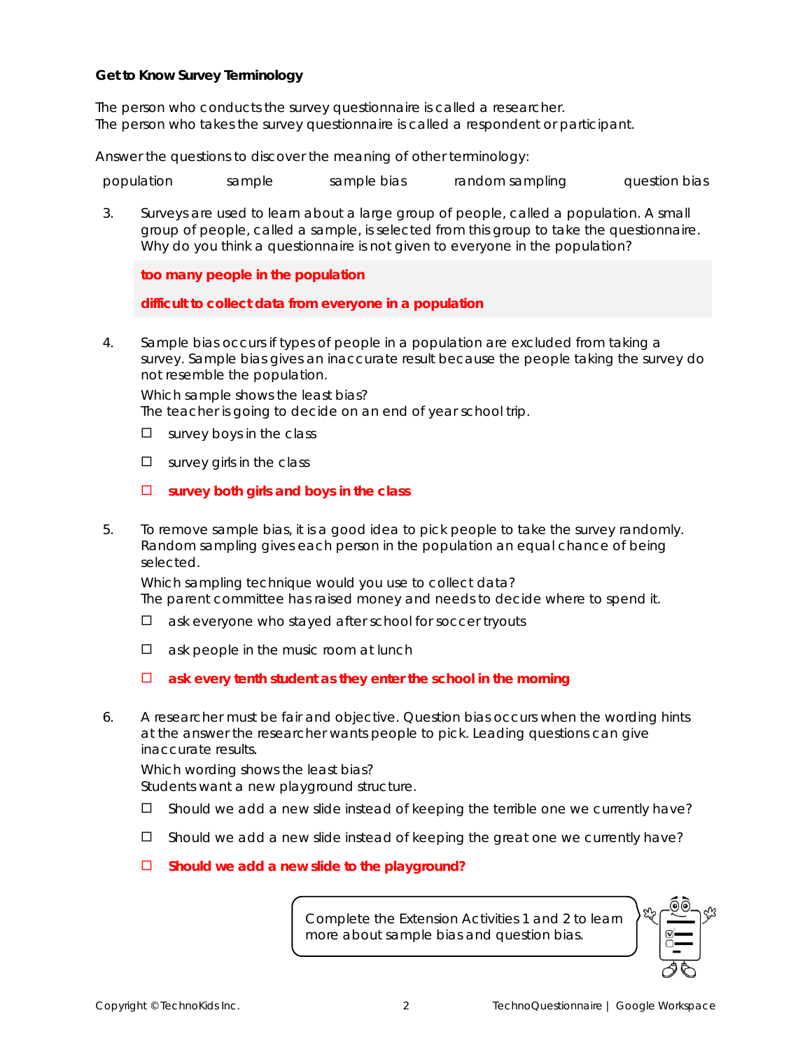**Get to Know Survey Terminology**

The person who conducts the survey questionnaire is called a researcher.
The person who takes the survey questionnaire is called a respondent or participant.

Answer the questions to discover the meaning of other terminology:

population   sample   sample bias   random sampling   question bias

3. Surveys are used to learn about a large group of people, called a population. A small group of people, called a sample, is selected from this group to take the questionnaire. Why do you think a questionnaire is not given to everyone in the population?

   **too many people in the population**

   **difficult to collect data from everyone in a population**

4. Sample bias occurs if types of people in a population are excluded from taking a survey. Sample bias gives an inaccurate result because the people taking the survey do not resemble the population.

   Which sample shows the least bias?
   The teacher is going to decide on an end of year school trip.

   - ☐ survey boys in the class
   - ☐ survey girls in the class
   - ☐ **survey both girls and boys in the class**

5. To remove sample bias, it is a good idea to pick people to take the survey randomly. Random sampling gives each person in the population an equal chance of being selected.

   Which sampling technique would you use to collect data?
   The parent committee has raised money and needs to decide where to spend it.

   - ☐ ask everyone who stayed after school for soccer tryouts
   - ☐ ask people in the music room at lunch
   - ☐ **ask every tenth student as they enter the school in the morning**

6. A researcher must be fair and objective. Question bias occurs when the wording hints at the answer the researcher wants people to pick. Leading questions can give inaccurate results.

   Which wording shows the least bias?
   Students want a new playground structure.

   - ☐ Should we add a new slide instead of keeping the terrible one we currently have?
   - ☐ Should we add a new slide instead of keeping the great one we currently have?
   - ☐ **Should we add a new slide to the playground?**

Complete the Extension Activities 1 and 2 to learn more about sample bias and question bias.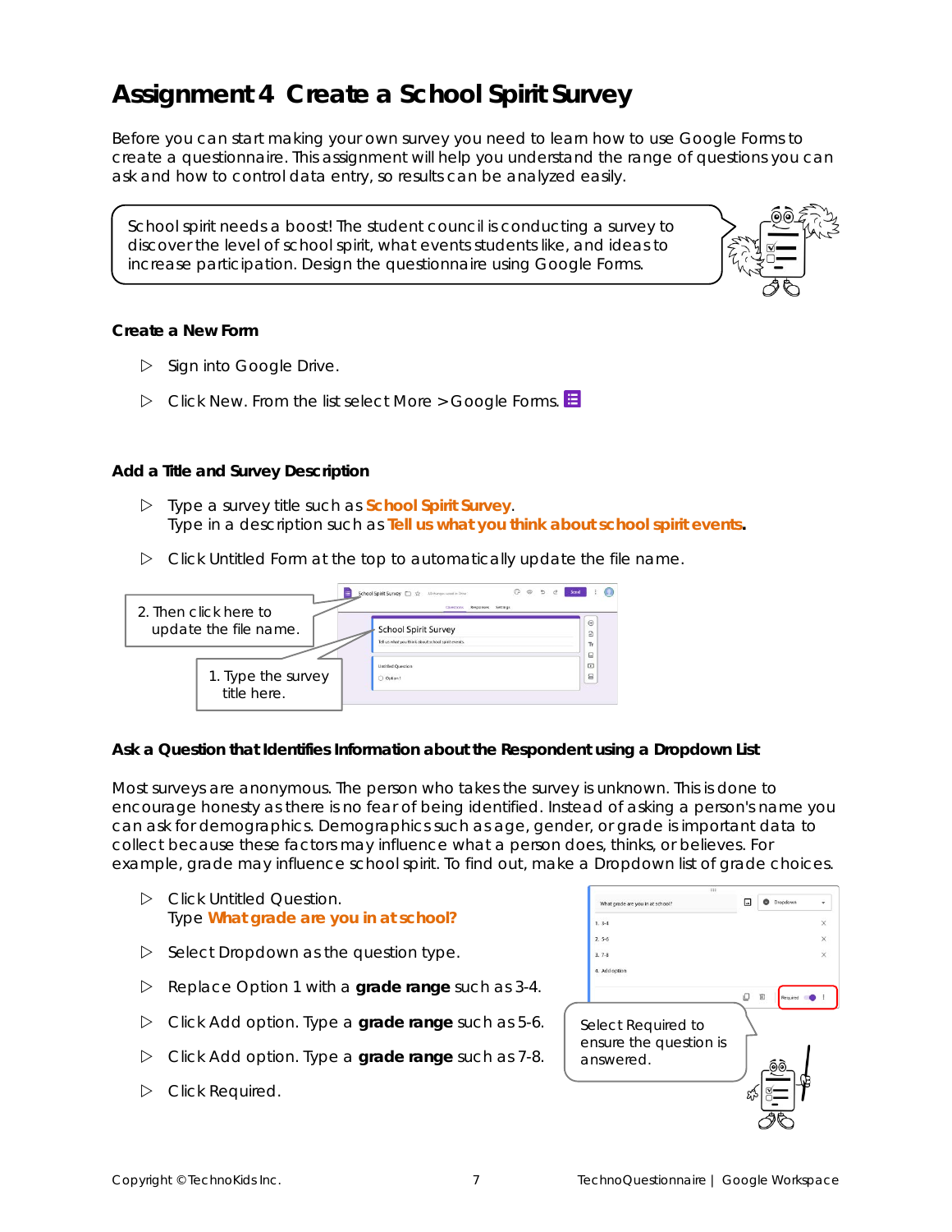# Assignment 4 Create a School Spirit Survey

Before you can start making your own survey you need to learn how to use Google Forms to create a questionnaire. This assignment will help you understand the range of questions you can ask and how to control data entry, so results can be analyzed easily.

School spirit needs a boost! The student council is conducting a survey to discover the level of school spirit, what events students like, and ideas to increase participation. Design the questionnaire using Google Forms.

### Create a New Form

- ▷ Sign into Google Drive.
- ▷ Click New. From the list select More > Google Forms.

### Add a Title and Survey Description

- ▷ Type a survey title such as **School Spirit Survey**.
  Type in a description such as **Tell us what you think about school spirit events**.
- ▷ Click Untitled Form at the top to automatically update the file name.

2. Then click here to update the file name.

1. Type the survey title here.

### Ask a Question that Identifies Information about the Respondent using a Dropdown List

Most surveys are anonymous. The person who takes the survey is unknown. This is done to encourage honesty as there is no fear of being identified. Instead of asking a person's name you can ask for demographics. Demographics such as age, gender, or grade is important data to collect because these factors may influence what a person does, thinks, or believes. For example, grade may influence school spirit. To find out, make a Dropdown list of grade choices.

- ▷ Click Untitled Question.
  Type **What grade are you in at school?**
- ▷ Select Dropdown as the question type.
- ▷ Replace Option 1 with a **grade range** such as 3-4.
- ▷ Click Add option. Type a **grade range** such as 5-6.
- ▷ Click Add option. Type a **grade range** such as 7-8.
- ▷ Click Required.

Select Required to ensure the question is answered.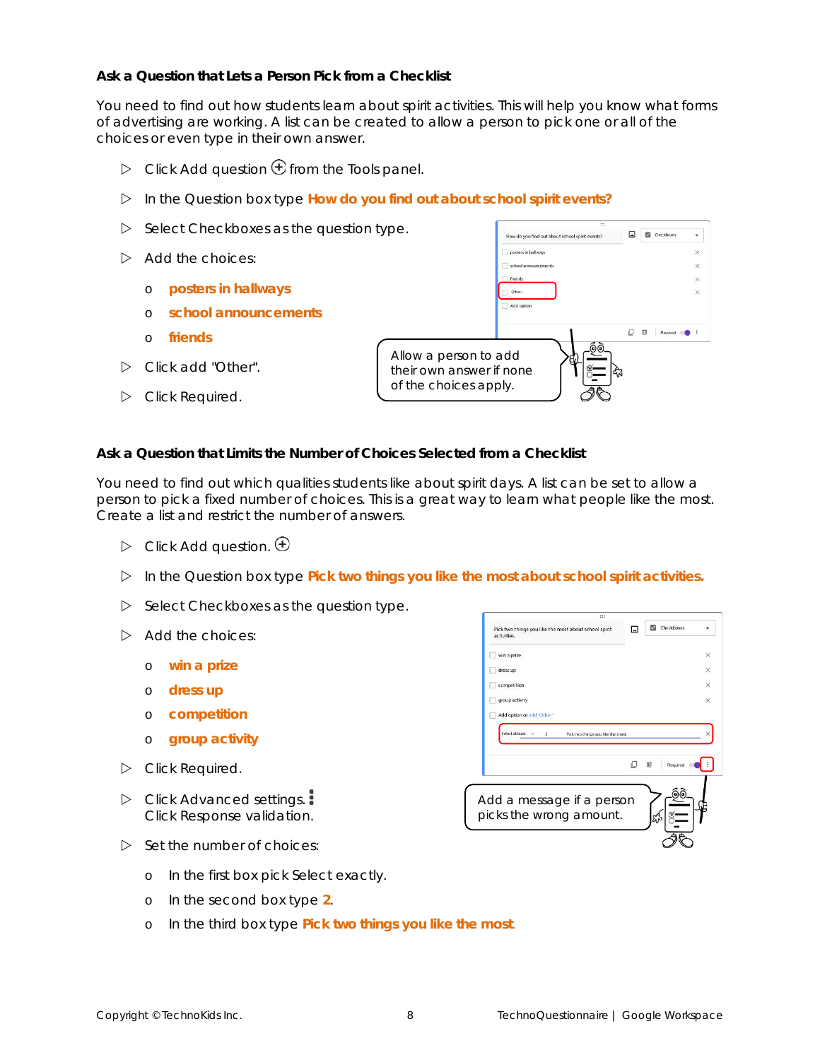### Ask a Question that Lets a Person Pick from a Checklist

You need to find out how students learn about spirit activities. This will help you know what forms of advertising are working. A list can be created to allow a person to pick one or all of the choices or even type in their own answer.

- Click Add question ⊕ from the Tools panel.
- In the Question box type **How do you find out about school spirit events?**
- Select Checkboxes as the question type.
- Add the choices:
  - **posters in hallways**
  - **school announcements**
  - **friends**
- Click add "Other".
- Click Required.

Allow a person to add their own answer if none of the choices apply.

### Ask a Question that Limits the Number of Choices Selected from a Checklist

You need to find out which qualities students like about spirit days. A list can be set to allow a person to pick a fixed number of choices. This is a great way to learn what people like the most. Create a list and restrict the number of answers.

- Click Add question. ⊕
- In the Question box type **Pick two things you like the most about school spirit activities.**
- Select Checkboxes as the question type.
- Add the choices:
  - **win a prize**
  - **dress up**
  - **competition**
  - **group activity**
- Click Required.
- Click Advanced settings. ⋮
  Click Response validation.
- Set the number of choices:
  - In the first box pick Select exactly.
  - In the second box type **2**.
  - In the third box type **Pick two things you like the most**

Add a message if a person picks the wrong amount.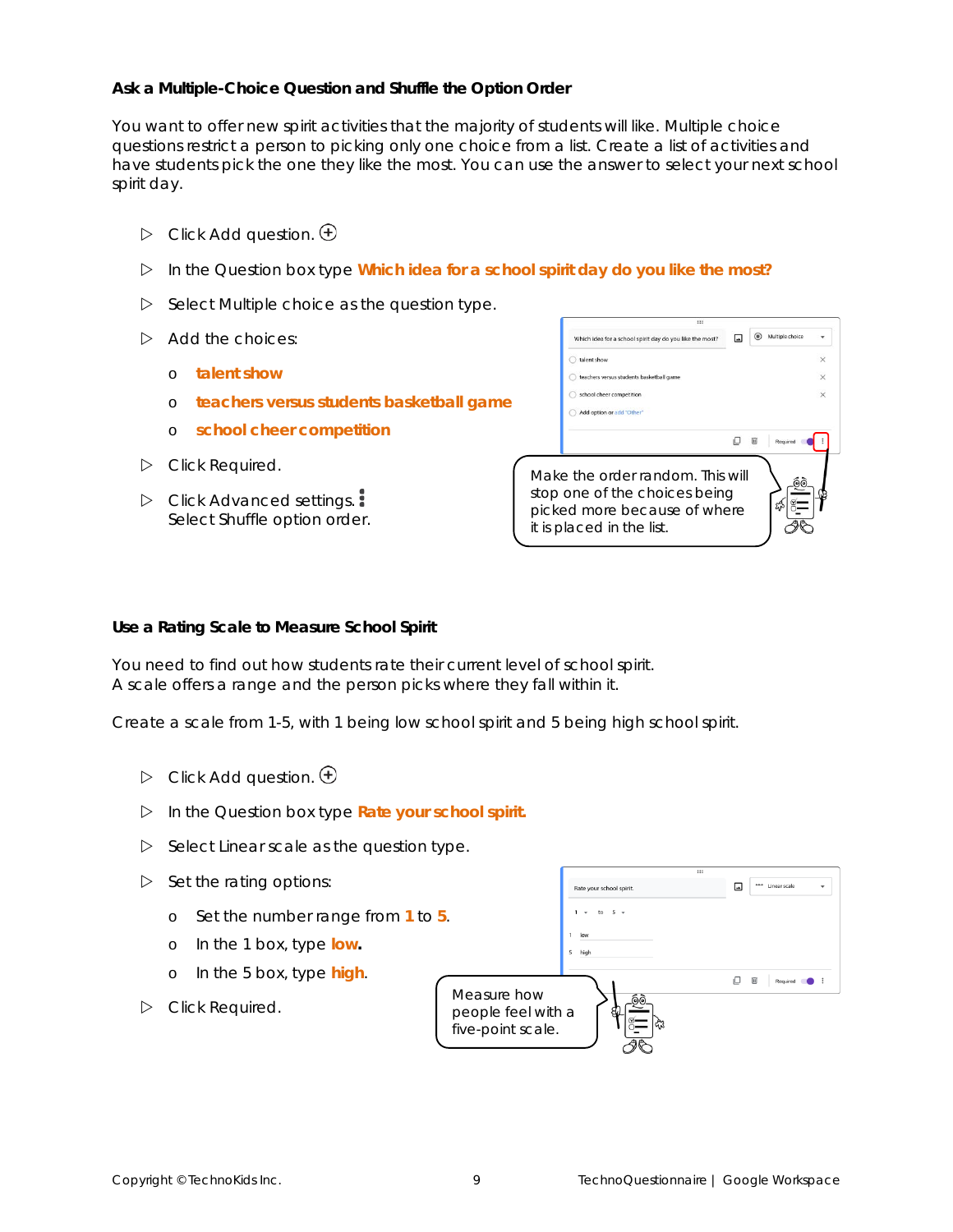### Ask a Multiple-Choice Question and Shuffle the Option Order

You want to offer new spirit activities that the majority of students will like. Multiple choice questions restrict a person to picking only one choice from a list. Create a list of activities and have students pick the one they like the most. You can use the answer to select your next school spirit day.

- Click Add question.
- In the Question box type **Which idea for a school spirit day do you like the most?**
- Select Multiple choice as the question type.
- Add the choices:
  - **talent show**
  - **teachers versus students basketball game**
  - **school cheer competition**
- Click Required.
- Click Advanced settings. Select Shuffle option order.

Make the order random. This will stop one of the choices being picked more because of where it is placed in the list.

### Use a Rating Scale to Measure School Spirit

You need to find out how students rate their current level of school spirit.
A scale offers a range and the person picks where they fall within it.

Create a scale from 1-5, with 1 being low school spirit and 5 being high school spirit.

- Click Add question.
- In the Question box type **Rate your school spirit.**
- Select Linear scale as the question type.
- Set the rating options:
  - Set the number range from **1** to **5**.
  - In the 1 box, type **low.**
  - In the 5 box, type **high**.
- Click Required.

Measure how people feel with a five-point scale.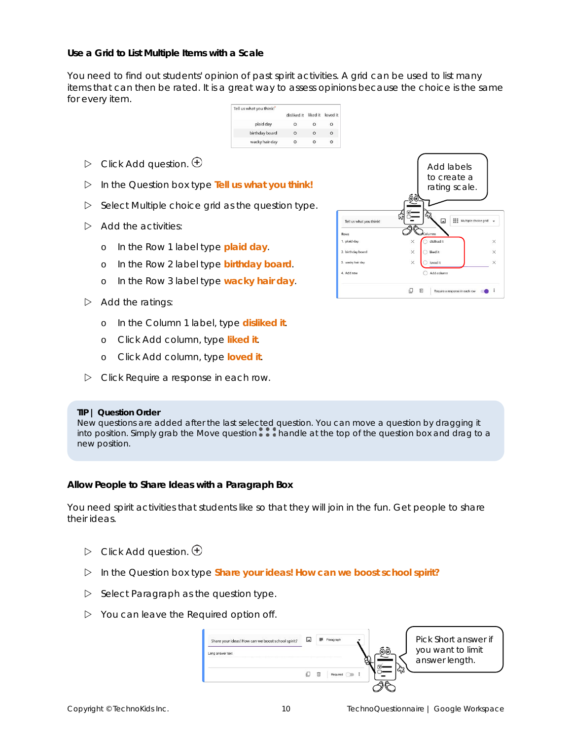### Use a Grid to List Multiple Items with a Scale

You need to find out students' opinion of past spirit activities. A grid can be used to list many items that can then be rated. It is a great way to assess opinions because the choice is the same for every item.

| Tell us what you think!* | disliked it | liked it | loved it |
|---|---|---|---|
| plaid day | o | o | o |
| birthday board | o | o | o |
| wacky hair day | o | o | o |

- ▷ Click Add question.
- ▷ In the Question box type **Tell us what you think!**
- ▷ Select Multiple choice grid as the question type.
- ▷ Add the activities:
  - o In the Row 1 label type **plaid day**.
  - o In the Row 2 label type **birthday board**.
  - o In the Row 3 label type **wacky hair day**.
- ▷ Add the ratings:
  - o In the Column 1 label, type **disliked it**.
  - o Click Add column, type **liked it**.
  - o Click Add column, type **loved it**.
- ▷ Click Require a response in each row.

Add labels to create a rating scale.

> **TIP | Question Order**
> New questions are added after the last selected question. You can move a question by dragging it into position. Simply grab the Move question handle at the top of the question box and drag to a new position.

### Allow People to Share Ideas with a Paragraph Box

You need spirit activities that students like so that they will join in the fun. Get people to share their ideas.

- ▷ Click Add question.
- ▷ In the Question box type **Share your ideas! How can we boost school spirit?**
- ▷ Select Paragraph as the question type.
- ▷ You can leave the Required option off.

Pick Short answer if you want to limit answer length.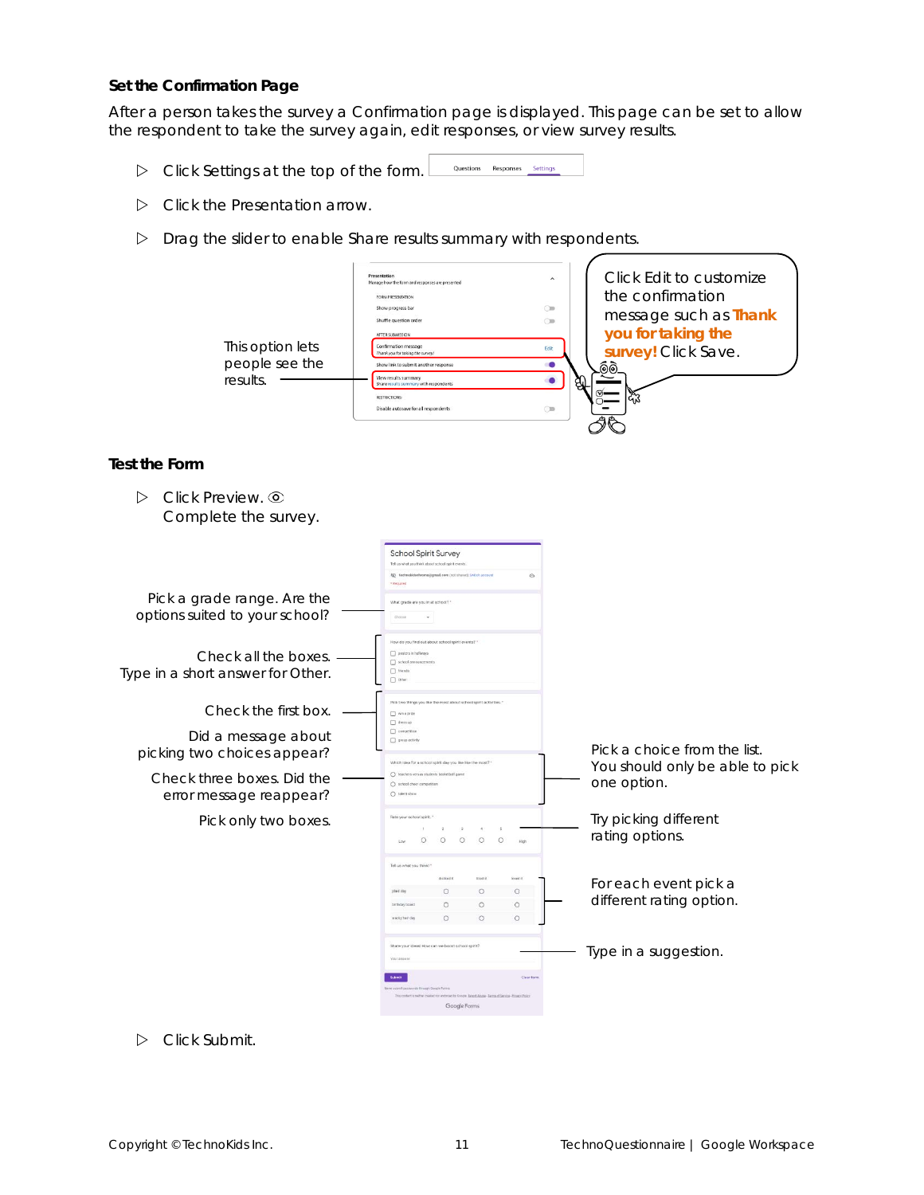## Set the Confirmation Page

After a person takes the survey a Confirmation page is displayed. This page can be set to allow the respondent to take the survey again, edit responses, or view survey results.

- Click Settings at the top of the form.
- Click the Presentation arrow.
- Drag the slider to enable Share results summary with respondents.

This option lets people see the results.

Click Edit to customize the confirmation message such as **Thank you for taking the survey!** Click Save.

## Test the Form

- Click Preview.
  Complete the survey.

Pick a grade range. Are the options suited to your school?

Check all the boxes. Type in a short answer for Other.

Check the first box.

Did a message about picking two choices appear?

Check three boxes. Did the error message reappear?

Pick only two boxes.

Pick a choice from the list. You should only be able to pick one option.

Try picking different rating options.

For each event pick a different rating option.

Type in a suggestion.

- Click Submit.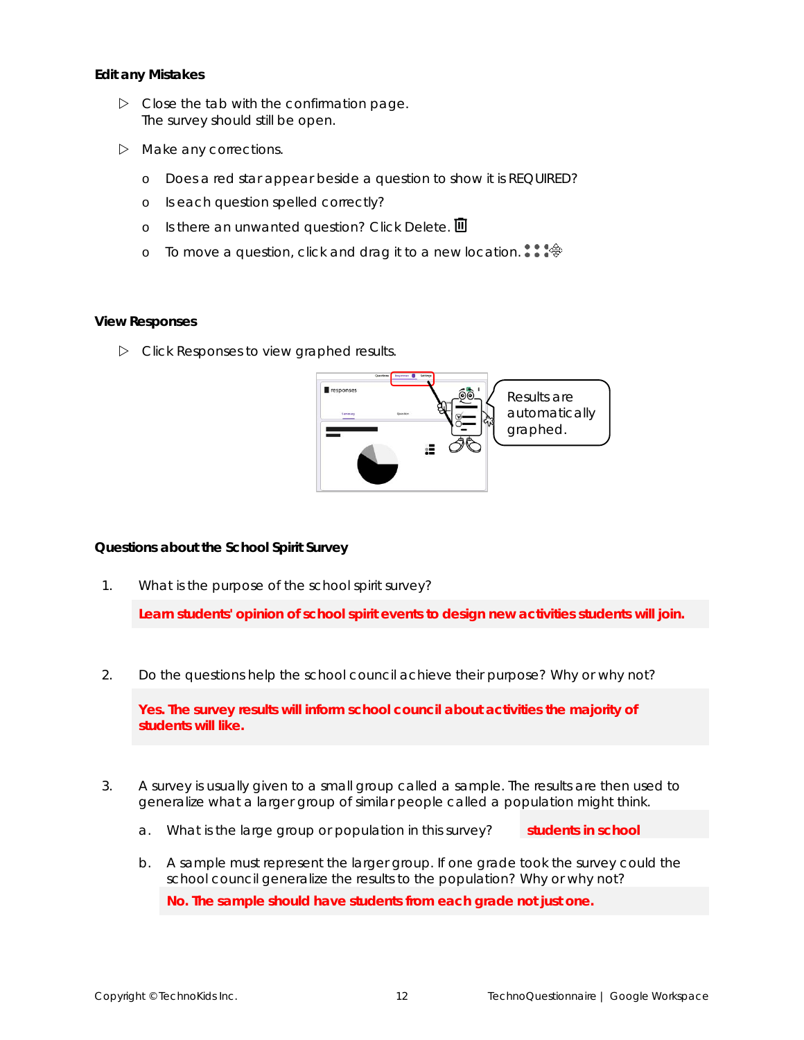**Edit any Mistakes**

- ▷ Close the tab with the confirmation page.
  The survey should still be open.
- ▷ Make any corrections.
  - o Does a red star appear beside a question to show it is REQUIRED?
  - o Is each question spelled correctly?
  - o Is there an unwanted question? Click Delete.
  - o To move a question, click and drag it to a new location.

**View Responses**

- ▷ Click Responses to view graphed results.

Results are automatically graphed.

**Questions about the School Spirit Survey**

1. What is the purpose of the school spirit survey?

   **Learn students' opinion of school spirit events to design new activities students will join.**

2. Do the questions help the school council achieve their purpose? Why or why not?

   **Yes. The survey results will inform school council about activities the majority of students will like.**

3. A survey is usually given to a small group called a sample. The results are then used to generalize what a larger group of similar people called a population might think.

   a. What is the large group or population in this survey? **students in school**

   b. A sample must represent the larger group. If one grade took the survey could the school council generalize the results to the population? Why or why not?

   **No. The sample should have students from each grade not just one.**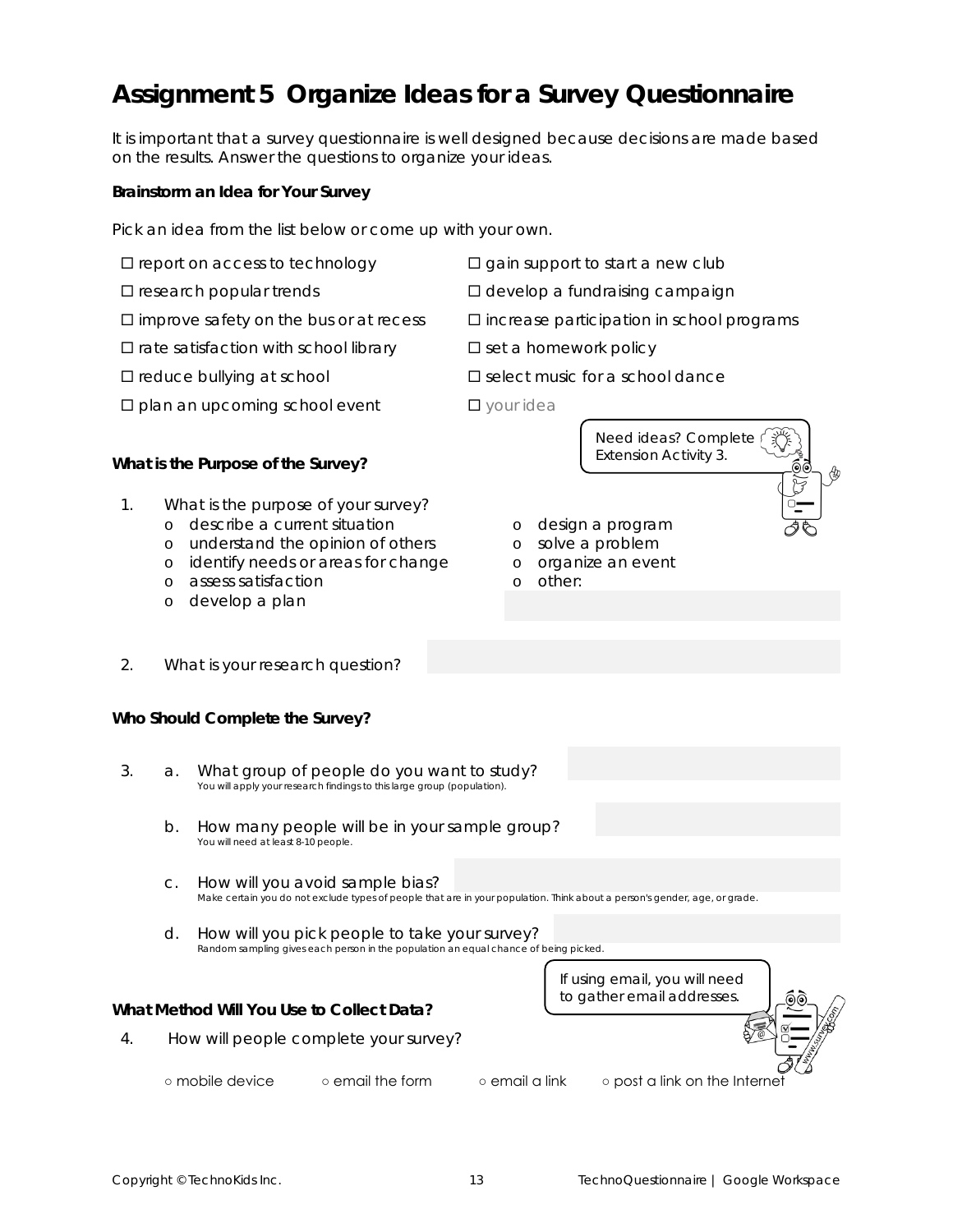# Assignment 5 Organize Ideas for a Survey Questionnaire

It is important that a survey questionnaire is well designed because decisions are made based on the results. Answer the questions to organize your ideas.

**Brainstorm an Idea for Your Survey**

Pick an idea from the list below or come up with your own.

- ☐ report on access to technology
- ☐ research popular trends
- ☐ improve safety on the bus or at recess
- ☐ rate satisfaction with school library
- ☐ reduce bullying at school
- ☐ plan an upcoming school event
- ☐ gain support to start a new club
- ☐ develop a fundraising campaign
- ☐ increase participation in school programs
- ☐ set a homework policy
- ☐ select music for a school dance
- ☐ your idea

Need ideas? Complete Extension Activity 3.

**What is the Purpose of the Survey?**

1. What is the purpose of your survey?
   - o describe a current situation
   - o understand the opinion of others
   - o identify needs or areas for change
   - o assess satisfaction
   - o develop a plan
   - o design a program
   - o solve a problem
   - o organize an event
   - o other:

2. What is your research question?

**Who Should Complete the Survey?**

3. a. What group of people do you want to study?
   You will apply your research findings to this large group (population).

   b. How many people will be in your sample group?
   You will need at least 8-10 people.

   c. How will you avoid sample bias?
   Make certain you do not exclude types of people that are in your population. Think about a person's gender, age, or grade.

   d. How will you pick people to take your survey?
   Random sampling gives each person in the population an equal chance of being picked.

**What Method Will You Use to Collect Data?**

If using email, you will need to gather email addresses.

4. How will people complete your survey?

   ○ mobile device ○ email the form ○ email a link ○ post a link on the Internet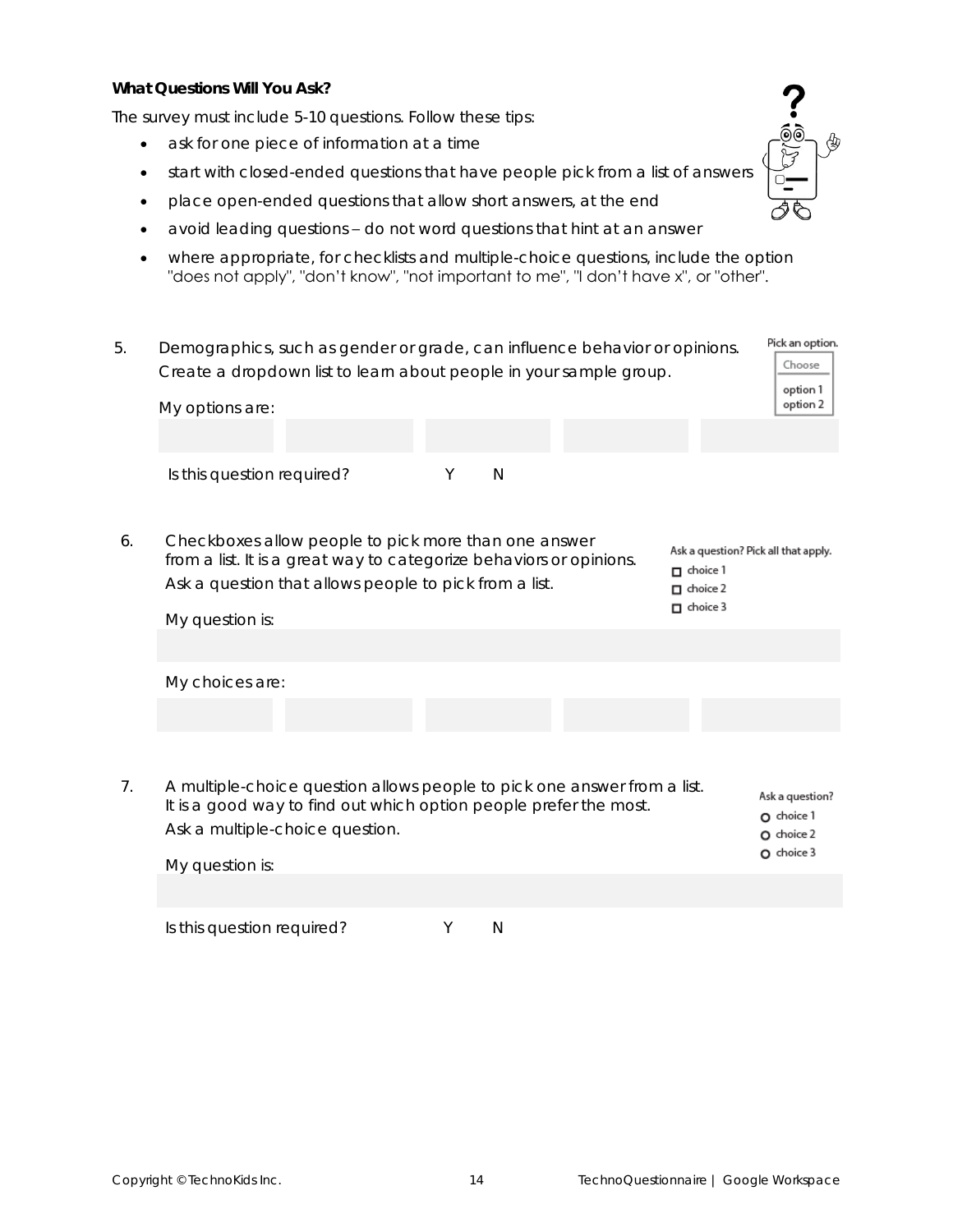**What Questions Will You Ask?**

The survey must include 5-10 questions. Follow these tips:

- ask for one piece of information at a time
- start with closed-ended questions that have people pick from a list of answers
- place open-ended questions that allow short answers, at the end
- avoid leading questions – do not word questions that hint at an answer
- where appropriate, for checklists and multiple-choice questions, include the option "does not apply", "don't know", "not important to me", "I don't have x", or "other".

5. Demographics, such as gender or grade, can influence behavior or opinions. Create a dropdown list to learn about people in your sample group.

   Pick an option.
   Choose
   option 1
   option 2

   My options are:

   | | | | | |
   |---|---|---|---|---|
   | | | | | |

   Is this question required? Y N

6. Checkboxes allow people to pick more than one answer from a list. It is a great way to categorize behaviors or opinions. Ask a question that allows people to pick from a list.

   Ask a question? Pick all that apply.
   - ☐ choice 1
   - ☐ choice 2
   - ☐ choice 3

   My question is:

   My choices are:

   | | | | | |
   |---|---|---|---|---|
   | | | | | |

7. A multiple-choice question allows people to pick one answer from a list. It is a good way to find out which option people prefer the most. Ask a multiple-choice question.

   Ask a question?
   - ○ choice 1
   - ○ choice 2
   - ○ choice 3

   My question is:

   Is this question required? Y N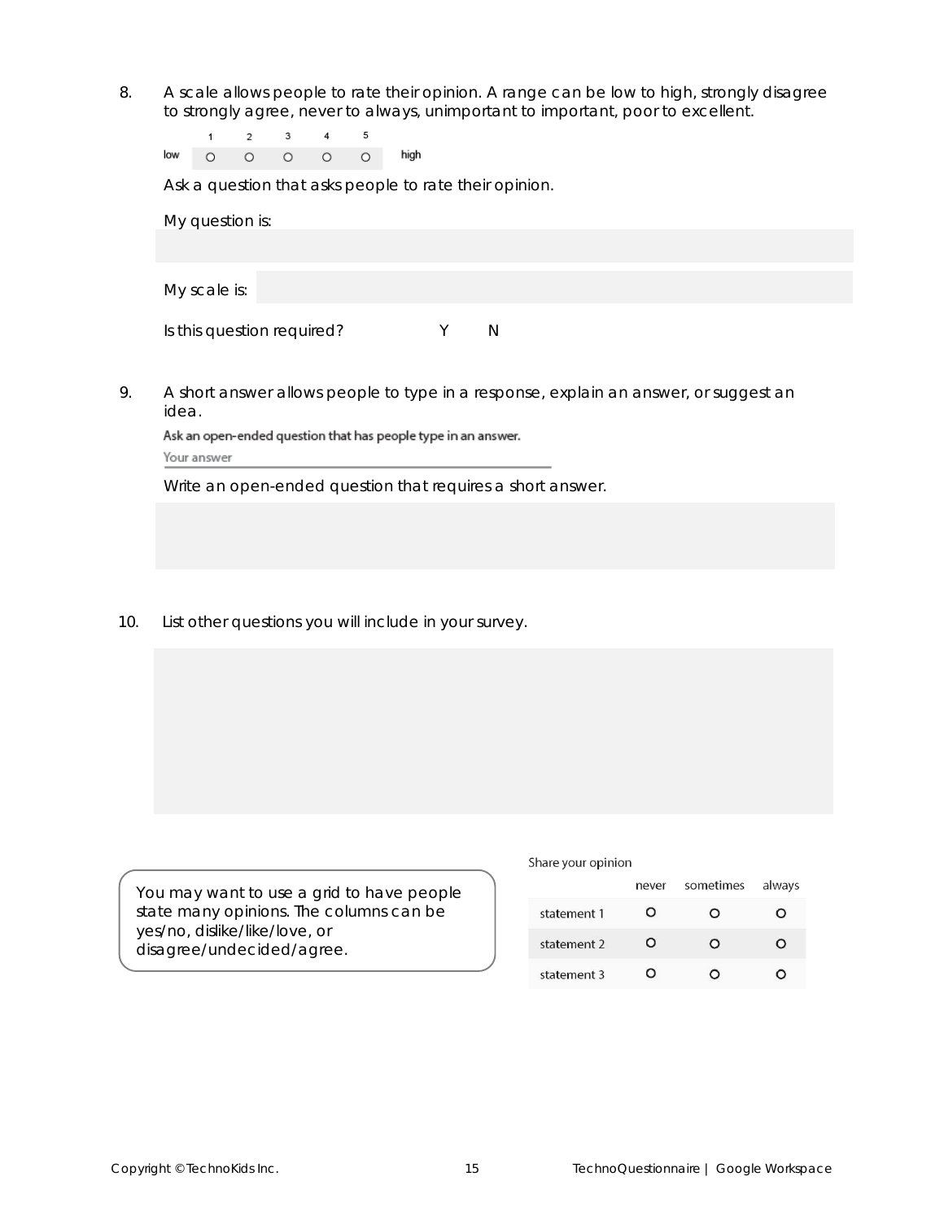8. A scale allows people to rate their opinion. A range can be low to high, strongly disagree to strongly agree, never to always, unimportant to important, poor to excellent.

| | 1 | 2 | 3 | 4 | 5 | |
|---|---|---|---|---|---|---|
| low | ○ | ○ | ○ | ○ | ○ | high |

Ask a question that asks people to rate their opinion.

My question is:

My scale is:

Is this question required? Y N

9. A short answer allows people to type in a response, explain an answer, or suggest an idea.

Ask an open-ended question that has people type in an answer.

Your answer

Write an open-ended question that requires a short answer.

10. List other questions you will include in your survey.

You may want to use a grid to have people state many opinions. The columns can be yes/no, dislike/like/love, or disagree/undecided/agree.

Share your opinion

| | never | sometimes | always |
|---|---|---|---|
| statement 1 | ○ | ○ | ○ |
| statement 2 | ○ | ○ | ○ |
| statement 3 | ○ | ○ | ○ |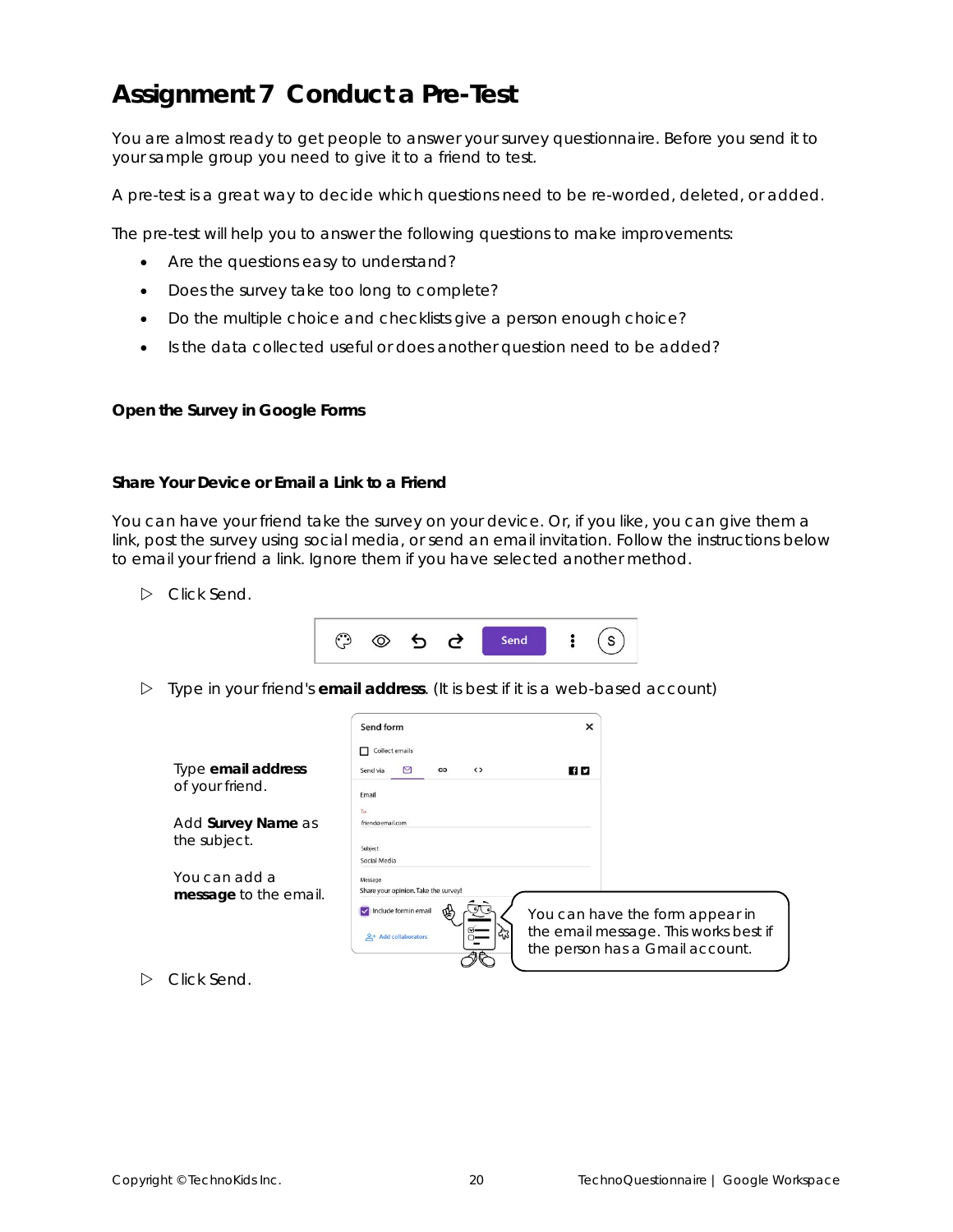# Assignment 7 Conduct a Pre-Test

You are almost ready to get people to answer your survey questionnaire. Before you send it to your sample group you need to give it to a friend to test.

A pre-test is a great way to decide which questions need to be re-worded, deleted, or added.

The pre-test will help you to answer the following questions to make improvements:

- Are the questions easy to understand?
- Does the survey take too long to complete?
- Do the multiple choice and checklists give a person enough choice?
- Is the data collected useful or does another question need to be added?

**Open the Survey in Google Forms**

**Share Your Device or Email a Link to a Friend**

You can have your friend take the survey on your device. Or, if you like, you can give them a link, post the survey using social media, or send an email invitation. Follow the instructions below to email your friend a link. Ignore them if you have selected another method.

▷ Click Send.

▷ Type in your friend's **email address**. (It is best if it is a web-based account)

Type **email address** of your friend.

Add **Survey Name** as the subject.

You can add a **message** to the email.

You can have the form appear in the email message. This works best if the person has a Gmail account.

▷ Click Send.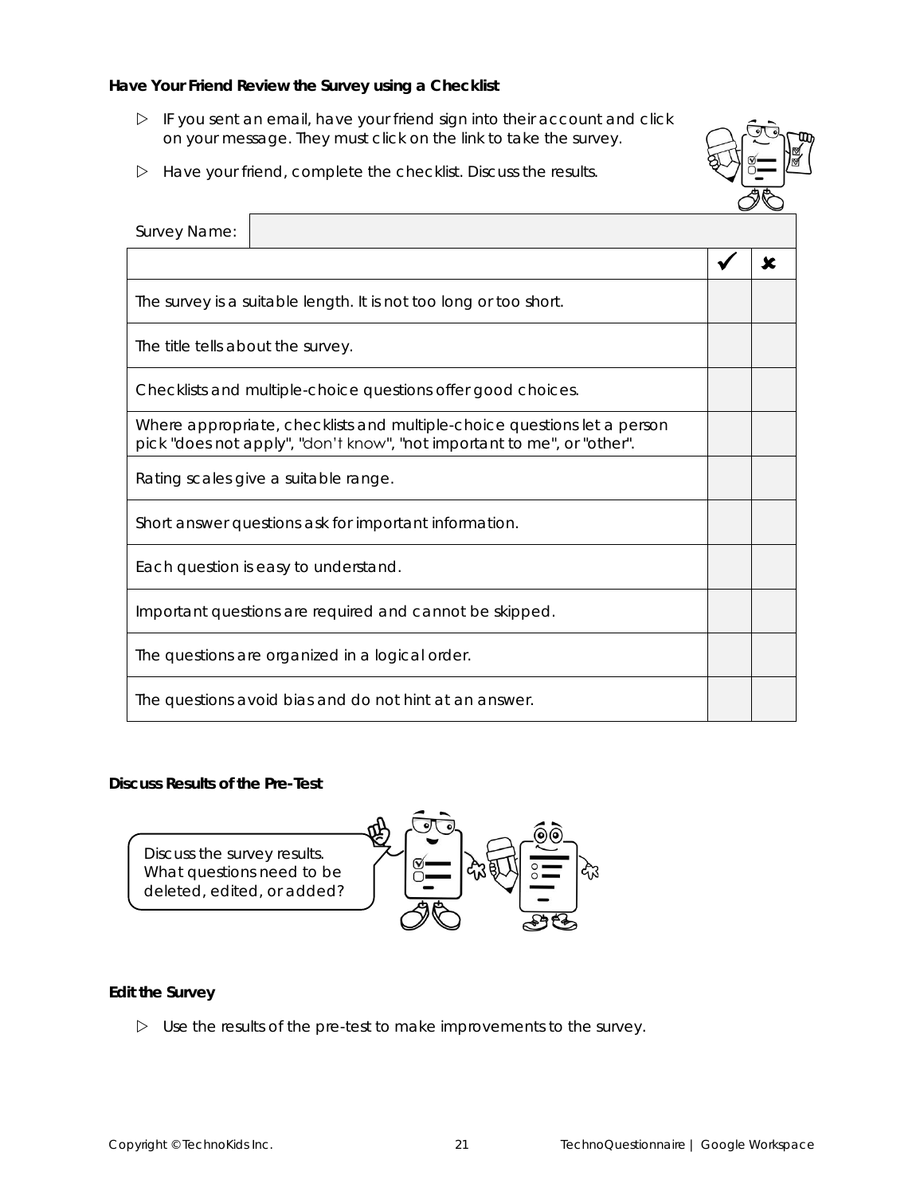**Have Your Friend Review the Survey using a Checklist**

- IF you sent an email, have your friend sign into their account and click on your message. They must click on the link to take the survey.
- Have your friend, complete the checklist. Discuss the results.

| Survey Name: | | |
|---|---|---|
| | ✓ | ✗ |
| The survey is a suitable length. It is not too long or too short. | | |
| The title tells about the survey. | | |
| Checklists and multiple-choice questions offer good choices. | | |
| Where appropriate, checklists and multiple-choice questions let a person pick "does not apply", "don't know", "not important to me", or "other". | | |
| Rating scales give a suitable range. | | |
| Short answer questions ask for important information. | | |
| Each question is easy to understand. | | |
| Important questions are required and cannot be skipped. | | |
| The questions are organized in a logical order. | | |
| The questions avoid bias and do not hint at an answer. | | |

**Discuss Results of the Pre-Test**

Discuss the survey results. What questions need to be deleted, edited, or added?

**Edit the Survey**

- Use the results of the pre-test to make improvements to the survey.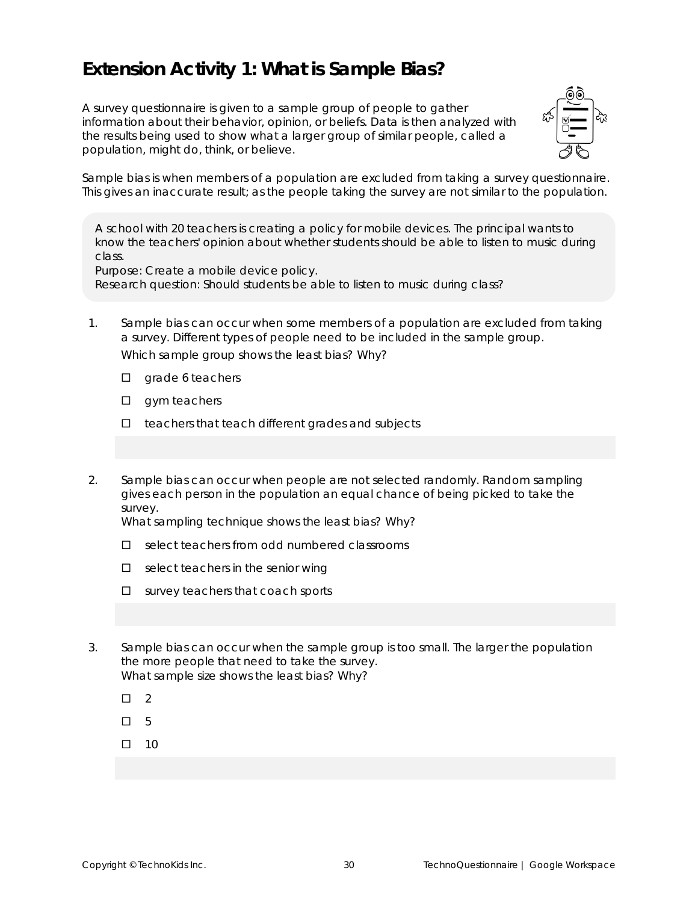# Extension Activity 1: What is Sample Bias?

A survey questionnaire is given to a sample group of people to gather information about their behavior, opinion, or beliefs. Data is then analyzed with the results being used to show what a larger group of similar people, called a population, might do, think, or believe.

Sample bias is when members of a population are excluded from taking a survey questionnaire. This gives an inaccurate result; as the people taking the survey are not similar to the population.

> A school with 20 teachers is creating a policy for mobile devices. The principal wants to know the teachers' opinion about whether students should be able to listen to music during class.
> Purpose: Create a mobile device policy.
> Research question: Should students be able to listen to music during class?

1. Sample bias can occur when some members of a population are excluded from taking a survey. Different types of people need to be included in the sample group.
   Which sample group shows the least bias? Why?

   - ☐ grade 6 teachers
   - ☐ gym teachers
   - ☐ teachers that teach different grades and subjects

2. Sample bias can occur when people are not selected randomly. Random sampling gives each person in the population an equal chance of being picked to take the survey.
   What sampling technique shows the least bias? Why?

   - ☐ select teachers from odd numbered classrooms
   - ☐ select teachers in the senior wing
   - ☐ survey teachers that coach sports

3. Sample bias can occur when the sample group is too small. The larger the population the more people that need to take the survey.
   What sample size shows the least bias? Why?

   - ☐ 2
   - ☐ 5
   - ☐ 10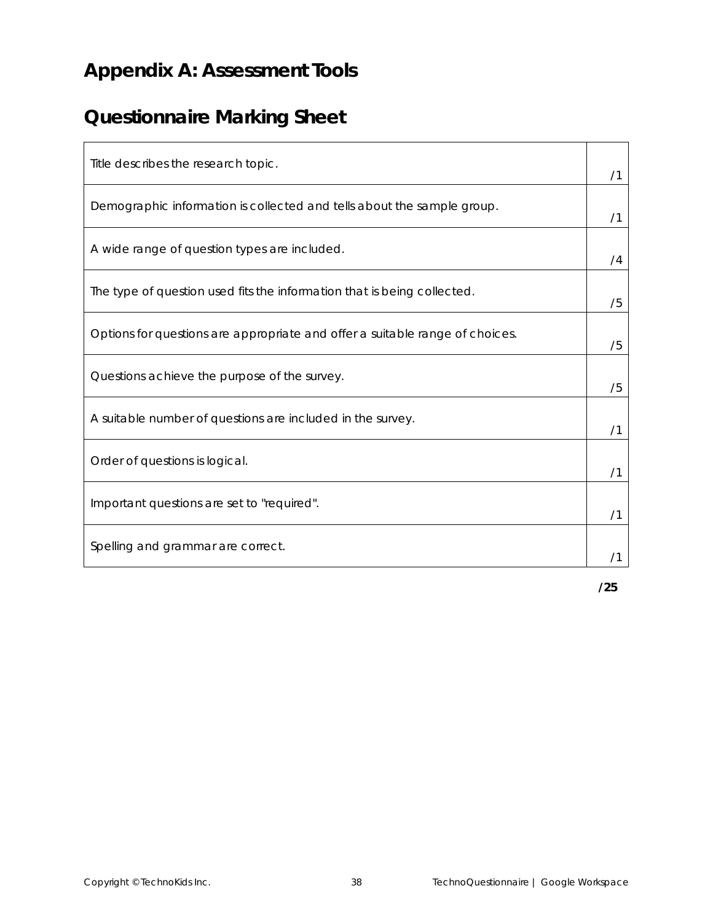# Appendix A: Assessment Tools

## Questionnaire Marking Sheet

| Criteria | Score |
|---|---|
| Title describes the research topic. | /1 |
| Demographic information is collected and tells about the sample group. | /1 |
| A wide range of question types are included. | /4 |
| The type of question used fits the information that is being collected. | /5 |
| Options for questions are appropriate and offer a suitable range of choices. | /5 |
| Questions achieve the purpose of the survey. | /5 |
| A suitable number of questions are included in the survey. | /1 |
| Order of questions is logical. | /1 |
| Important questions are set to "required". | /1 |
| Spelling and grammar are correct. | /1 |

**/25**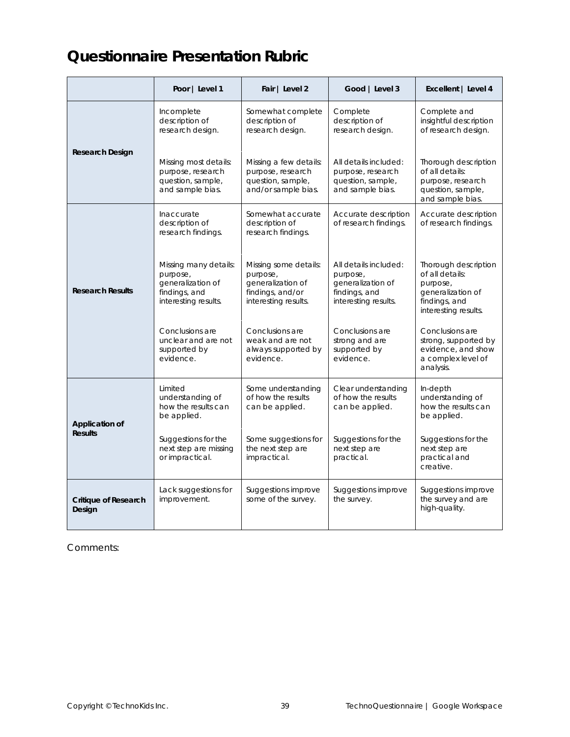# Questionnaire Presentation Rubric

| | Poor \| Level 1 | Fair \| Level 2 | Good \| Level 3 | Excellent \| Level 4 |
|---|---|---|---|---|
| **Research Design** | Incomplete description of research design.<br><br>Missing most details: purpose, research question, sample, and sample bias. | Somewhat complete description of research design.<br><br>Missing a few details: purpose, research question, sample, and/or sample bias. | Complete description of research design.<br><br>All details included: purpose, research question, sample, and sample bias. | Complete and insightful description of research design.<br><br>Thorough description of all details: purpose, research question, sample, and sample bias. |
| **Research Results** | Inaccurate description of research findings.<br><br>Missing many details: purpose, generalization of findings, and interesting results.<br><br>Conclusions are unclear and are not supported by evidence. | Somewhat accurate description of research findings.<br><br>Missing some details: purpose, generalization of findings, and/or interesting results.<br><br>Conclusions are weak and are not always supported by evidence. | Accurate description of research findings.<br><br>All details included: purpose, generalization of findings, and interesting results.<br><br>Conclusions are strong and are supported by evidence. | Accurate description of research findings.<br><br>Thorough description of all details: purpose, generalization of findings, and interesting results.<br><br>Conclusions are strong, supported by evidence, and show a complex level of analysis. |
| **Application of Results** | Limited understanding of how the results can be applied.<br><br>Suggestions for the next step are missing or impractical. | Some understanding of how the results can be applied.<br><br>Some suggestions for the next step are impractical. | Clear understanding of how the results can be applied.<br><br>Suggestions for the next step are practical. | In-depth understanding of how the results can be applied.<br><br>Suggestions for the next step are practical and creative. |
| **Critique of Research Design** | Lack suggestions for improvement. | Suggestions improve some of the survey. | Suggestions improve the survey. | Suggestions improve the survey and are high-quality. |

Comments: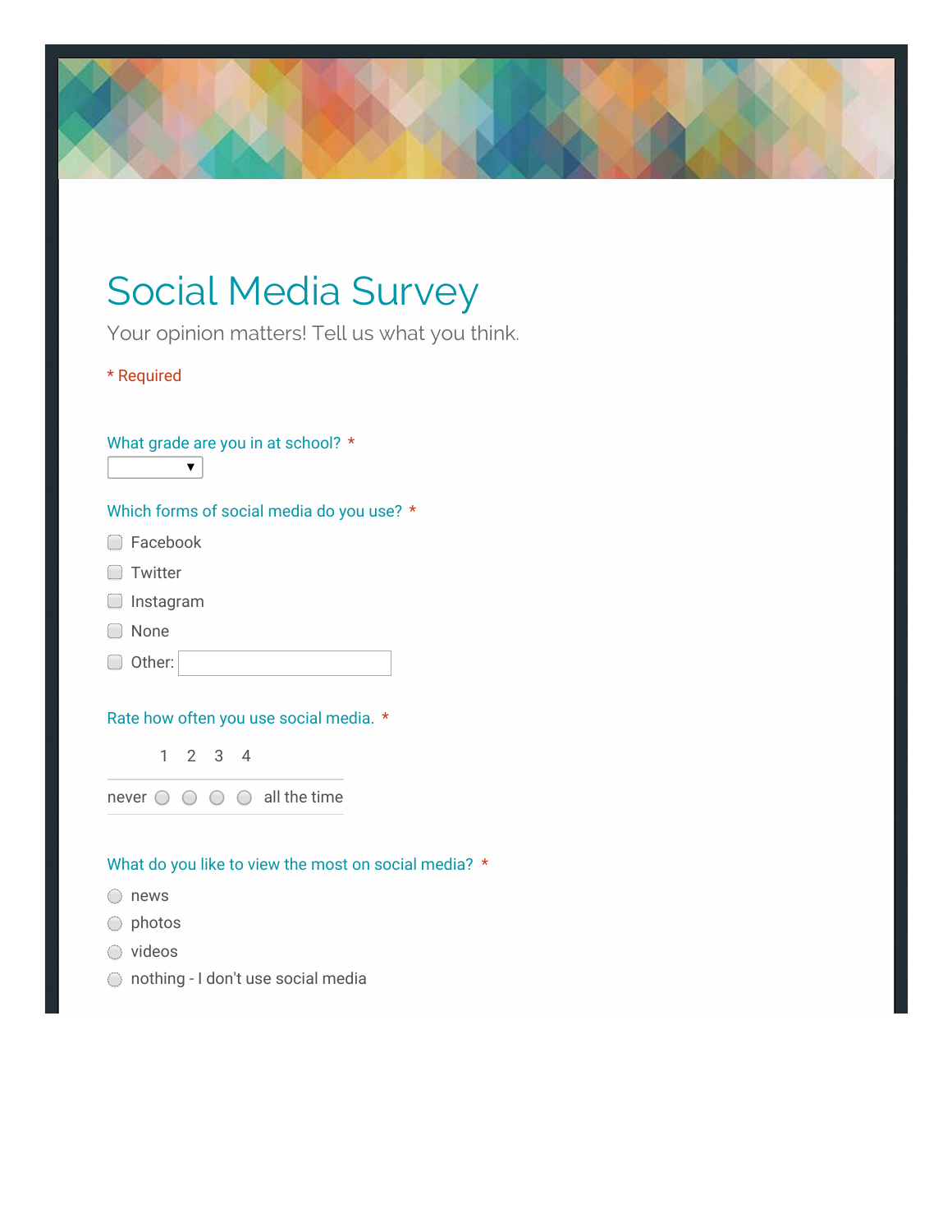# Social Media Survey

Your opinion matters! Tell us what you think.

\* Required

**What grade are you in at school? \***

[ ▼ ]

**Which forms of social media do you use? \***

- ☐ Facebook
- ☐ Twitter
- ☐ Instagram
- ☐ None
- ☐ Other: ________

**Rate how often you use social media. \***

| | 1 | 2 | 3 | 4 | |
|---|---|---|---|---|---|
| never | ○ | ○ | ○ | ○ | all the time |

**What do you like to view the most on social media? \***

- ○ news
- ○ photos
- ○ videos
- ○ nothing - I don't use social media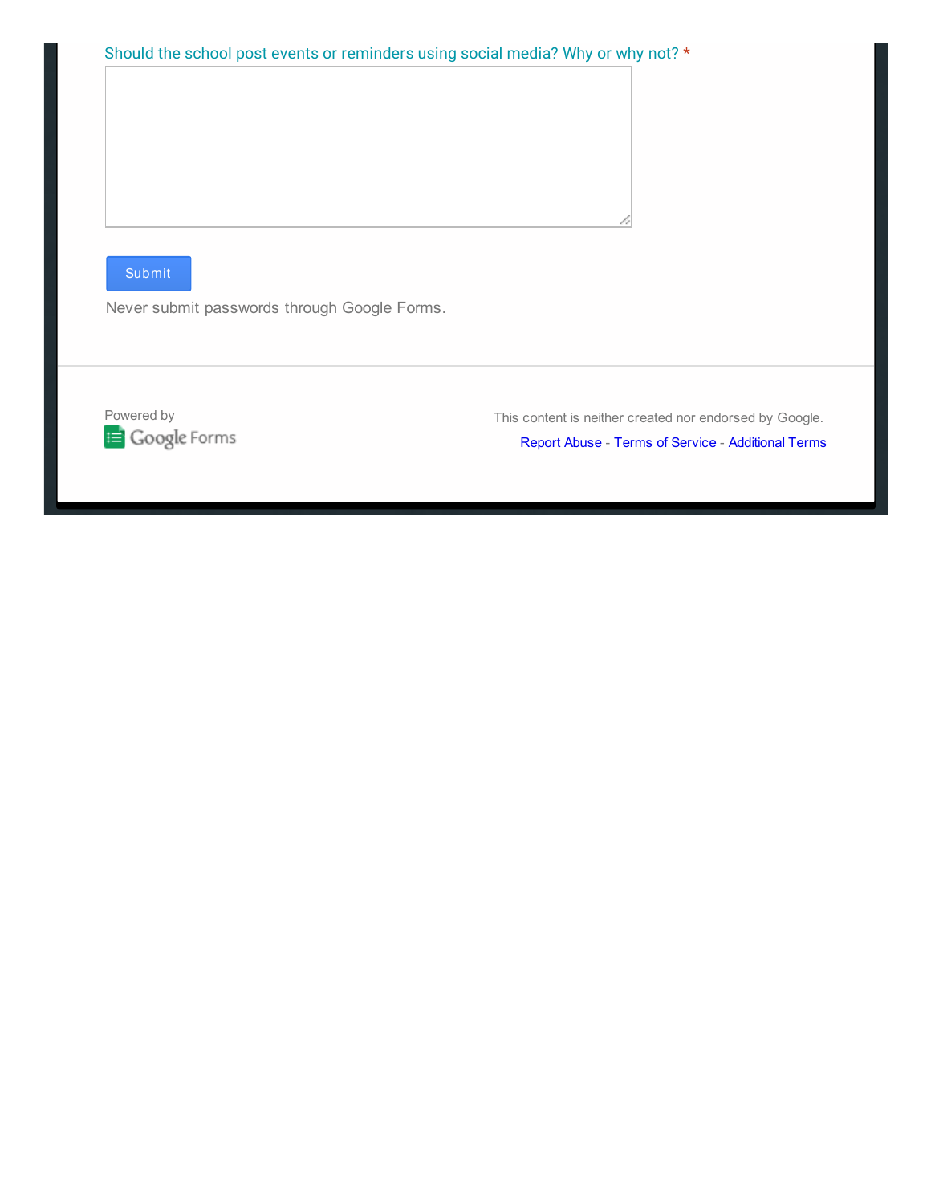Should the school post events or reminders using social media? Why or why not? *

Submit

Never submit passwords through Google Forms.

Powered by
Google Forms

This content is neither created nor endorsed by Google.

Report Abuse - Terms of Service - Additional Terms